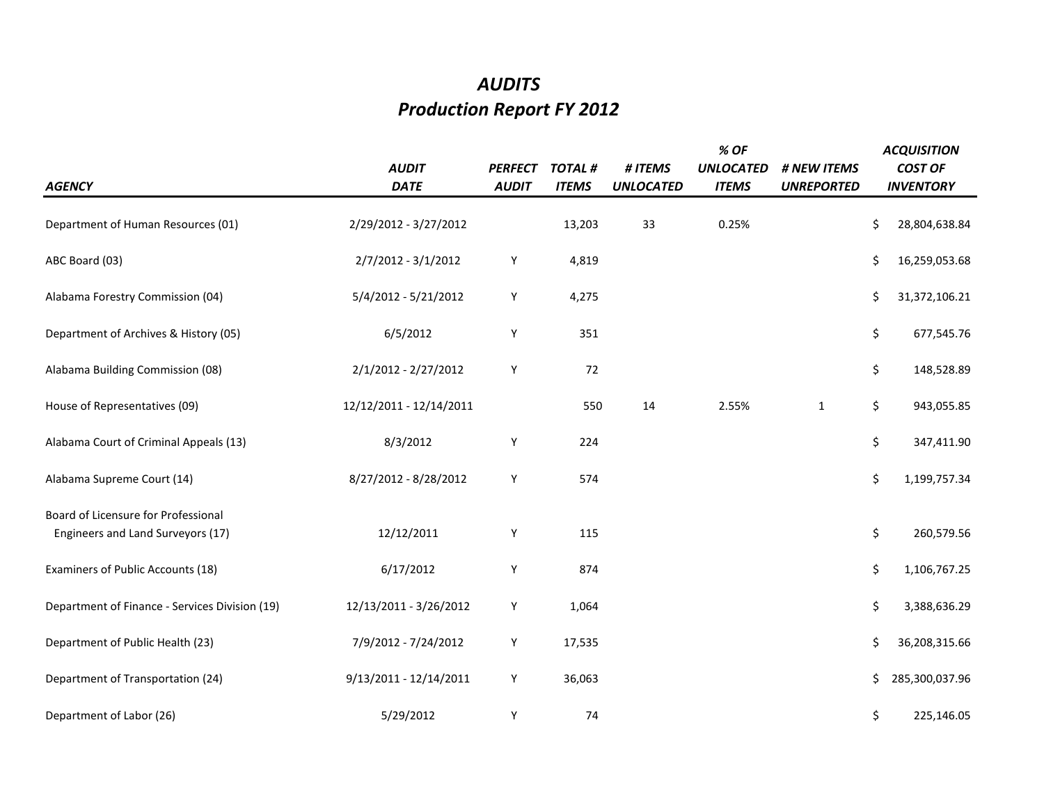# *AUDITS*
## *Production Report FY 2012*

| *AGENCY* | *AUDIT DATE* | *PERFECT AUDIT* | *TOTAL # ITEMS* | *# ITEMS UNLOCATED* | *% OF UNLOCATED ITEMS* | *# NEW ITEMS UNREPORTED* | *ACQUISITION COST OF INVENTORY* |
|---|---|---|---|---|---|---|---|
| Department of Human Resources (01) | 2/29/2012 - 3/27/2012 | | 13,203 | 33 | 0.25% | | $ 28,804,638.84 |
| ABC Board (03) | 2/7/2012 - 3/1/2012 | Y | 4,819 | | | | $ 16,259,053.68 |
| Alabama Forestry Commission (04) | 5/4/2012 - 5/21/2012 | Y | 4,275 | | | | $ 31,372,106.21 |
| Department of Archives & History (05) | 6/5/2012 | Y | 351 | | | | $ 677,545.76 |
| Alabama Building Commission (08) | 2/1/2012 - 2/27/2012 | Y | 72 | | | | $ 148,528.89 |
| House of Representatives (09) | 12/12/2011 - 12/14/2011 | | 550 | 14 | 2.55% | 1 | $ 943,055.85 |
| Alabama Court of Criminal Appeals (13) | 8/3/2012 | Y | 224 | | | | $ 347,411.90 |
| Alabama Supreme Court (14) | 8/27/2012 - 8/28/2012 | Y | 574 | | | | $ 1,199,757.34 |
| Board of Licensure for Professional Engineers and Land Surveyors (17) | 12/12/2011 | Y | 115 | | | | $ 260,579.56 |
| Examiners of Public Accounts (18) | 6/17/2012 | Y | 874 | | | | $ 1,106,767.25 |
| Department of Finance - Services Division (19) | 12/13/2011 - 3/26/2012 | Y | 1,064 | | | | $ 3,388,636.29 |
| Department of Public Health (23) | 7/9/2012 - 7/24/2012 | Y | 17,535 | | | | $ 36,208,315.66 |
| Department of Transportation (24) | 9/13/2011 - 12/14/2011 | Y | 36,063 | | | | $ 285,300,037.96 |
| Department of Labor (26) | 5/29/2012 | Y | 74 | | | | $ 225,146.05 |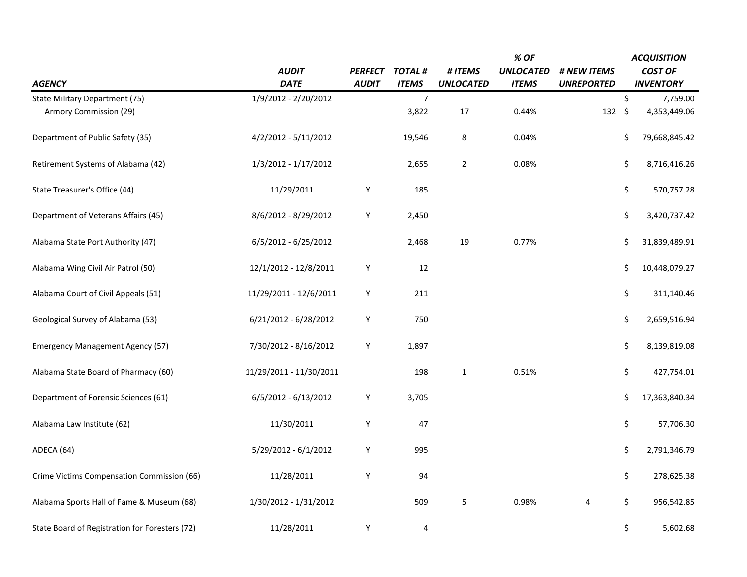| AGENCY | AUDIT DATE | PERFECT AUDIT | TOTAL # ITEMS | # ITEMS UNLOCATED | % OF UNLOCATED ITEMS | # NEW ITEMS UNREPORTED | ACQUISITION COST OF INVENTORY |
|---|---|---|---|---|---|---|---|
| State Military Department (75) | 1/9/2012 - 2/20/2012 | | 7 | | | | $ 7,759.00 |
| Armory Commission (29) | | | 3,822 | 17 | 0.44% | 132 | $ 4,353,449.06 |
| Department of Public Safety (35) | 4/2/2012 - 5/11/2012 | | 19,546 | 8 | 0.04% | | $ 79,668,845.42 |
| Retirement Systems of Alabama (42) | 1/3/2012 - 1/17/2012 | | 2,655 | 2 | 0.08% | | $ 8,716,416.26 |
| State Treasurer's Office (44) | 11/29/2011 | Y | 185 | | | | $ 570,757.28 |
| Department of Veterans Affairs (45) | 8/6/2012 - 8/29/2012 | Y | 2,450 | | | | $ 3,420,737.42 |
| Alabama State Port Authority (47) | 6/5/2012 - 6/25/2012 | | 2,468 | 19 | 0.77% | | $ 31,839,489.91 |
| Alabama Wing Civil Air Patrol (50) | 12/1/2012 - 12/8/2011 | Y | 12 | | | | $ 10,448,079.27 |
| Alabama Court of Civil Appeals (51) | 11/29/2011 - 12/6/2011 | Y | 211 | | | | $ 311,140.46 |
| Geological Survey of Alabama (53) | 6/21/2012 - 6/28/2012 | Y | 750 | | | | $ 2,659,516.94 |
| Emergency Management Agency (57) | 7/30/2012 - 8/16/2012 | Y | 1,897 | | | | $ 8,139,819.08 |
| Alabama State Board of Pharmacy (60) | 11/29/2011 - 11/30/2011 | | 198 | 1 | 0.51% | | $ 427,754.01 |
| Department of Forensic Sciences (61) | 6/5/2012 - 6/13/2012 | Y | 3,705 | | | | $ 17,363,840.34 |
| Alabama Law Institute (62) | 11/30/2011 | Y | 47 | | | | $ 57,706.30 |
| ADECA (64) | 5/29/2012 - 6/1/2012 | Y | 995 | | | | $ 2,791,346.79 |
| Crime Victims Compensation Commission (66) | 11/28/2011 | Y | 94 | | | | $ 278,625.38 |
| Alabama Sports Hall of Fame & Museum (68) | 1/30/2012 - 1/31/2012 | | 509 | 5 | 0.98% | 4 | $ 956,542.85 |
| State Board of Registration for Foresters (72) | 11/28/2011 | Y | 4 | | | | $ 5,602.68 |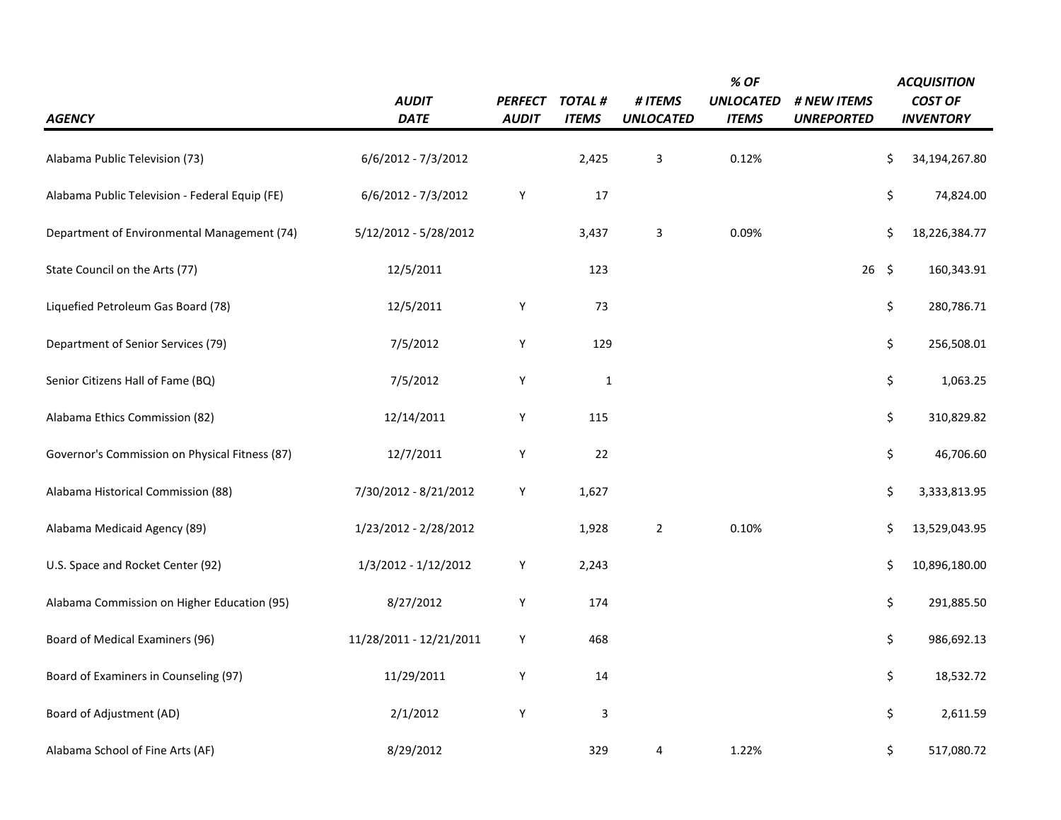| AGENCY | AUDIT DATE | PERFECT AUDIT | TOTAL # ITEMS | # ITEMS UNLOCATED | % OF UNLOCATED ITEMS | # NEW ITEMS UNREPORTED | ACQUISITION COST OF INVENTORY |
|---|---|---|---|---|---|---|---|
| Alabama Public Television (73) | 6/6/2012 - 7/3/2012 | | 2,425 | 3 | 0.12% | | $ 34,194,267.80 |
| Alabama Public Television - Federal Equip (FE) | 6/6/2012 - 7/3/2012 | Y | 17 | | | | $ 74,824.00 |
| Department of Environmental Management (74) | 5/12/2012 - 5/28/2012 | | 3,437 | 3 | 0.09% | | $ 18,226,384.77 |
| State Council on the Arts (77) | 12/5/2011 | | 123 | | | 26 | $ 160,343.91 |
| Liquefied Petroleum Gas Board (78) | 12/5/2011 | Y | 73 | | | | $ 280,786.71 |
| Department of Senior Services (79) | 7/5/2012 | Y | 129 | | | | $ 256,508.01 |
| Senior Citizens Hall of Fame (BQ) | 7/5/2012 | Y | 1 | | | | $ 1,063.25 |
| Alabama Ethics Commission (82) | 12/14/2011 | Y | 115 | | | | $ 310,829.82 |
| Governor's Commission on Physical Fitness (87) | 12/7/2011 | Y | 22 | | | | $ 46,706.60 |
| Alabama Historical Commission (88) | 7/30/2012 - 8/21/2012 | Y | 1,627 | | | | $ 3,333,813.95 |
| Alabama Medicaid Agency (89) | 1/23/2012 - 2/28/2012 | | 1,928 | 2 | 0.10% | | $ 13,529,043.95 |
| U.S. Space and Rocket Center (92) | 1/3/2012 - 1/12/2012 | Y | 2,243 | | | | $ 10,896,180.00 |
| Alabama Commission on Higher Education (95) | 8/27/2012 | Y | 174 | | | | $ 291,885.50 |
| Board of Medical Examiners (96) | 11/28/2011 - 12/21/2011 | Y | 468 | | | | $ 986,692.13 |
| Board of Examiners in Counseling (97) | 11/29/2011 | Y | 14 | | | | $ 18,532.72 |
| Board of Adjustment (AD) | 2/1/2012 | Y | 3 | | | | $ 2,611.59 |
| Alabama School of Fine Arts (AF) | 8/29/2012 | | 329 | 4 | 1.22% | | $ 517,080.72 |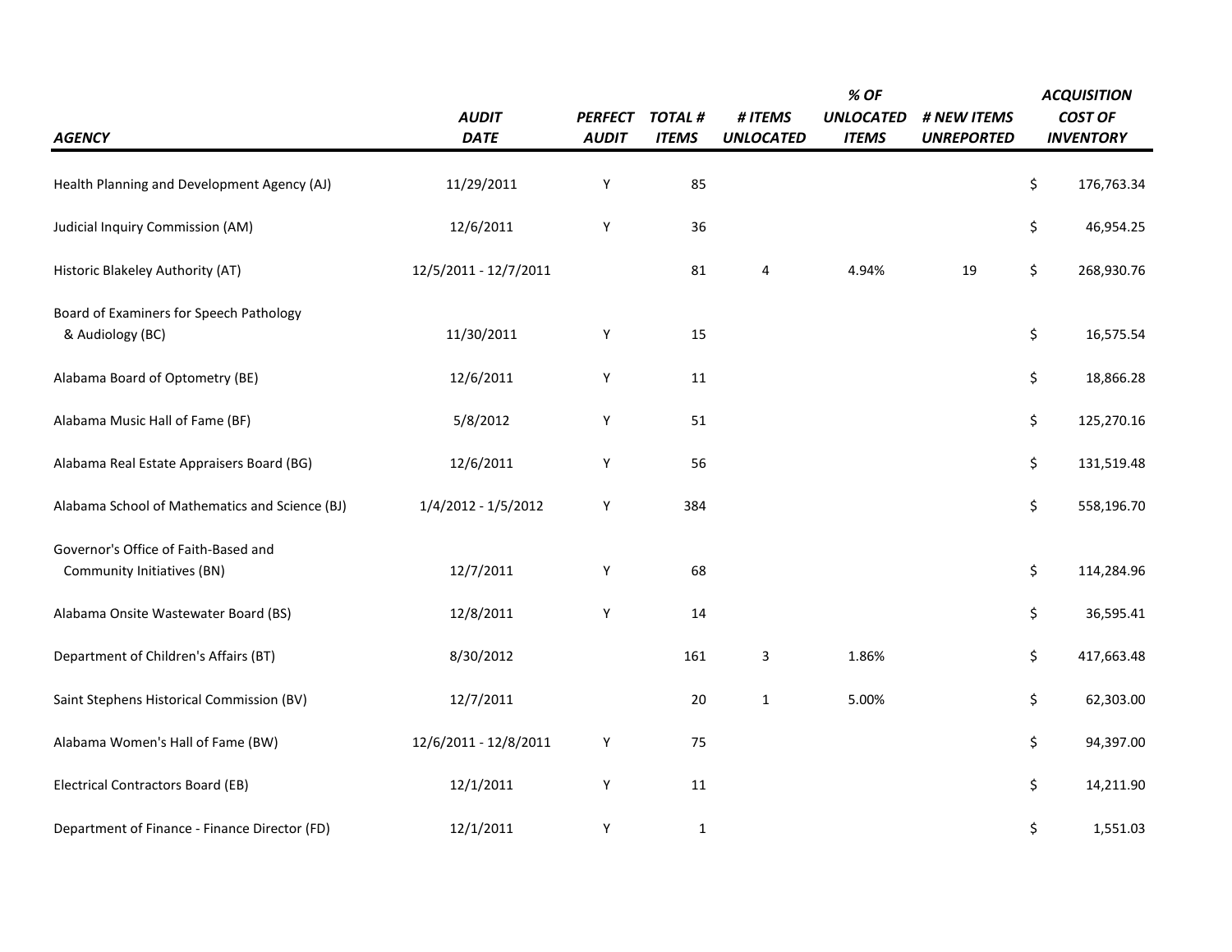| AGENCY | AUDIT DATE | PERFECT AUDIT | TOTAL # ITEMS | # ITEMS UNLOCATED | % OF UNLOCATED ITEMS | # NEW ITEMS UNREPORTED | ACQUISITION COST OF INVENTORY |
|---|---|---|---|---|---|---|---|
| Health Planning and Development Agency (AJ) | 11/29/2011 | Y | 85 | | | | $ 176,763.34 |
| Judicial Inquiry Commission (AM) | 12/6/2011 | Y | 36 | | | | $ 46,954.25 |
| Historic Blakeley Authority (AT) | 12/5/2011 - 12/7/2011 | | 81 | 4 | 4.94% | 19 | $ 268,930.76 |
| Board of Examiners for Speech Pathology & Audiology (BC) | 11/30/2011 | Y | 15 | | | | $ 16,575.54 |
| Alabama Board of Optometry (BE) | 12/6/2011 | Y | 11 | | | | $ 18,866.28 |
| Alabama Music Hall of Fame (BF) | 5/8/2012 | Y | 51 | | | | $ 125,270.16 |
| Alabama Real Estate Appraisers Board (BG) | 12/6/2011 | Y | 56 | | | | $ 131,519.48 |
| Alabama School of Mathematics and Science (BJ) | 1/4/2012 - 1/5/2012 | Y | 384 | | | | $ 558,196.70 |
| Governor's Office of Faith-Based and Community Initiatives (BN) | 12/7/2011 | Y | 68 | | | | $ 114,284.96 |
| Alabama Onsite Wastewater Board (BS) | 12/8/2011 | Y | 14 | | | | $ 36,595.41 |
| Department of Children's Affairs (BT) | 8/30/2012 | | 161 | 3 | 1.86% | | $ 417,663.48 |
| Saint Stephens Historical Commission (BV) | 12/7/2011 | | 20 | 1 | 5.00% | | $ 62,303.00 |
| Alabama Women's Hall of Fame (BW) | 12/6/2011 - 12/8/2011 | Y | 75 | | | | $ 94,397.00 |
| Electrical Contractors Board (EB) | 12/1/2011 | Y | 11 | | | | $ 14,211.90 |
| Department of Finance - Finance Director (FD) | 12/1/2011 | Y | 1 | | | | $ 1,551.03 |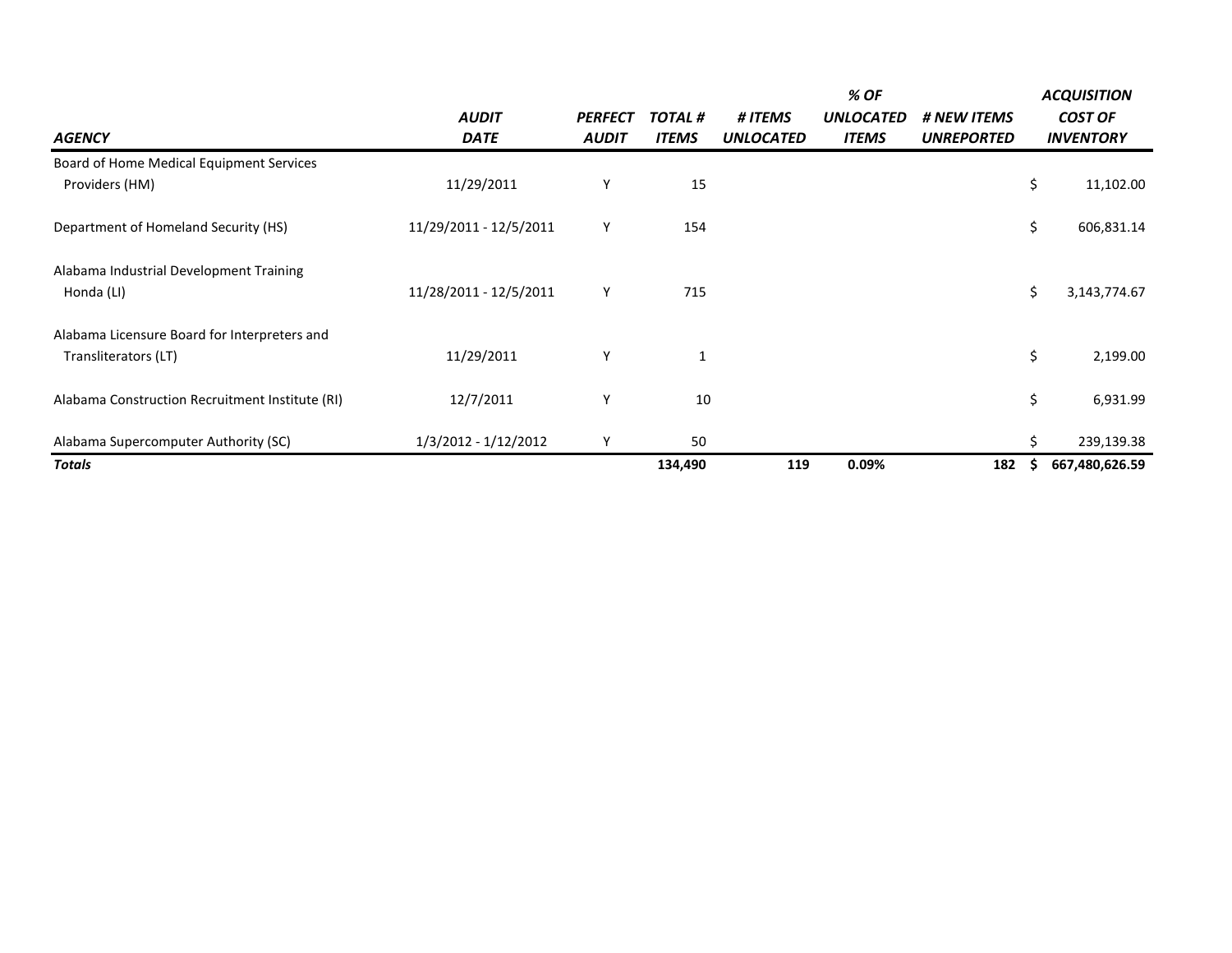| *AGENCY* | *AUDIT DATE* | *PERFECT AUDIT* | *TOTAL # ITEMS* | *# ITEMS UNLOCATED* | *% OF UNLOCATED ITEMS* | *# NEW ITEMS UNREPORTED* | *ACQUISITION COST OF INVENTORY* |
|---|---|---|---|---|---|---|---|
| Board of Home Medical Equipment Services Providers (HM) | 11/29/2011 | Y | 15 | | | | $ 11,102.00 |
| Department of Homeland Security (HS) | 11/29/2011 - 12/5/2011 | Y | 154 | | | | $ 606,831.14 |
| Alabama Industrial Development Training Honda (LI) | 11/28/2011 - 12/5/2011 | Y | 715 | | | | $ 3,143,774.67 |
| Alabama Licensure Board for Interpreters and Transliterators (LT) | 11/29/2011 | Y | 1 | | | | $ 2,199.00 |
| Alabama Construction Recruitment Institute (RI) | 12/7/2011 | Y | 10 | | | | $ 6,931.99 |
| Alabama Supercomputer Authority (SC) | 1/3/2012 - 1/12/2012 | Y | 50 | | | | $ 239,139.38 |
| ***Totals*** | | | **134,490** | **119** | **0.09%** | **182** | **$ 667,480,626.59** |